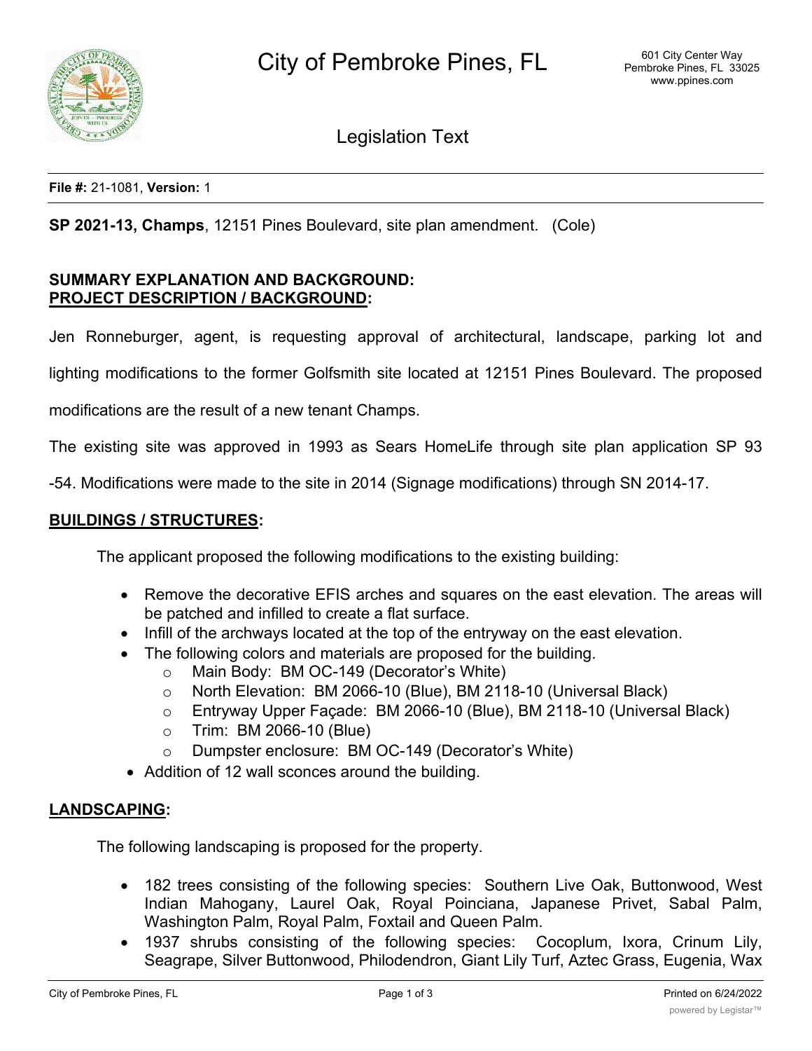# City of Pembroke Pines, FL

601 City Center Way
Pembroke Pines, FL 33025
www.ppines.com

## Legislation Text

**File #:** 21-1081, **Version:** 1

**SP 2021-13, Champs**, 12151 Pines Boulevard, site plan amendment. (Cole)

**SUMMARY EXPLANATION AND BACKGROUND:**
**PROJECT DESCRIPTION / BACKGROUND:**

Jen Ronneburger, agent, is requesting approval of architectural, landscape, parking lot and lighting modifications to the former Golfsmith site located at 12151 Pines Boulevard. The proposed modifications are the result of a new tenant Champs.

The existing site was approved in 1993 as Sears HomeLife through site plan application SP 93 -54. Modifications were made to the site in 2014 (Signage modifications) through SN 2014-17.

**BUILDINGS / STRUCTURES:**

The applicant proposed the following modifications to the existing building:

- Remove the decorative EFIS arches and squares on the east elevation. The areas will be patched and infilled to create a flat surface.
- Infill of the archways located at the top of the entryway on the east elevation.
- The following colors and materials are proposed for the building.
  - Main Body: BM OC-149 (Decorator's White)
  - North Elevation: BM 2066-10 (Blue), BM 2118-10 (Universal Black)
  - Entryway Upper Façade: BM 2066-10 (Blue), BM 2118-10 (Universal Black)
  - Trim: BM 2066-10 (Blue)
  - Dumpster enclosure: BM OC-149 (Decorator's White)
- Addition of 12 wall sconces around the building.

**LANDSCAPING:**

The following landscaping is proposed for the property.

- 182 trees consisting of the following species: Southern Live Oak, Buttonwood, West Indian Mahogany, Laurel Oak, Royal Poinciana, Japanese Privet, Sabal Palm, Washington Palm, Royal Palm, Foxtail and Queen Palm.
- 1937 shrubs consisting of the following species: Cocoplum, Ixora, Crinum Lily, Seagrape, Silver Buttonwood, Philodendron, Giant Lily Turf, Aztec Grass, Eugenia, Wax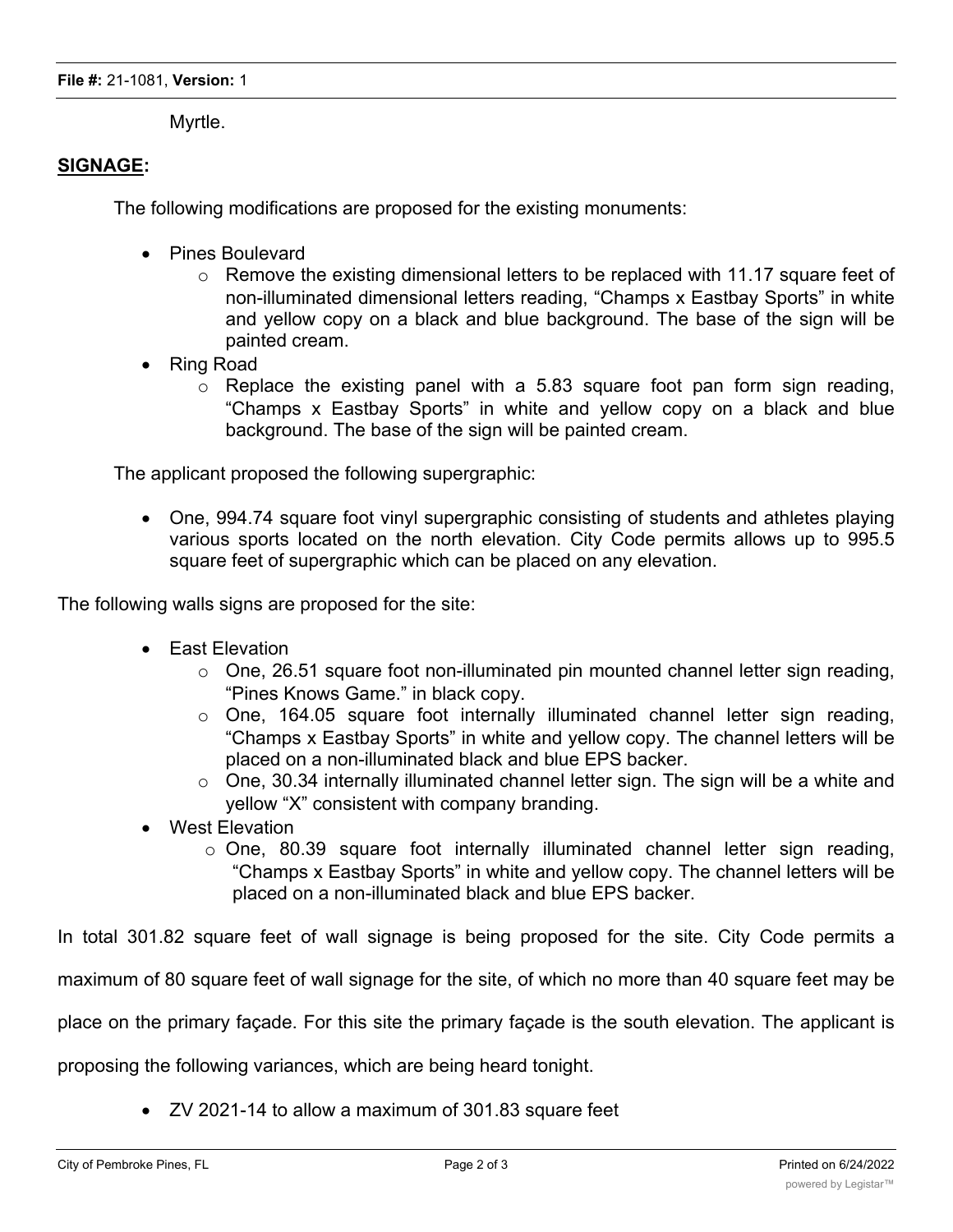Myrtle.

**SIGNAGE:**

The following modifications are proposed for the existing monuments:

- Pines Boulevard
  - Remove the existing dimensional letters to be replaced with 11.17 square feet of non-illuminated dimensional letters reading, "Champs x Eastbay Sports" in white and yellow copy on a black and blue background. The base of the sign will be painted cream.
- Ring Road
  - Replace the existing panel with a 5.83 square foot pan form sign reading, "Champs x Eastbay Sports" in white and yellow copy on a black and blue background. The base of the sign will be painted cream.

The applicant proposed the following supergraphic:

- One, 994.74 square foot vinyl supergraphic consisting of students and athletes playing various sports located on the north elevation. City Code permits allows up to 995.5 square feet of supergraphic which can be placed on any elevation.

The following walls signs are proposed for the site:

- East Elevation
  - One, 26.51 square foot non-illuminated pin mounted channel letter sign reading, "Pines Knows Game." in black copy.
  - One, 164.05 square foot internally illuminated channel letter sign reading, "Champs x Eastbay Sports" in white and yellow copy. The channel letters will be placed on a non-illuminated black and blue EPS backer.
  - One, 30.34 internally illuminated channel letter sign. The sign will be a white and yellow "X" consistent with company branding.
- West Elevation
  - One, 80.39 square foot internally illuminated channel letter sign reading, "Champs x Eastbay Sports" in white and yellow copy. The channel letters will be placed on a non-illuminated black and blue EPS backer.

In total 301.82 square feet of wall signage is being proposed for the site. City Code permits a maximum of 80 square feet of wall signage for the site, of which no more than 40 square feet may be place on the primary façade. For this site the primary façade is the south elevation. The applicant is proposing the following variances, which are being heard tonight.

- ZV 2021-14 to allow a maximum of 301.83 square feet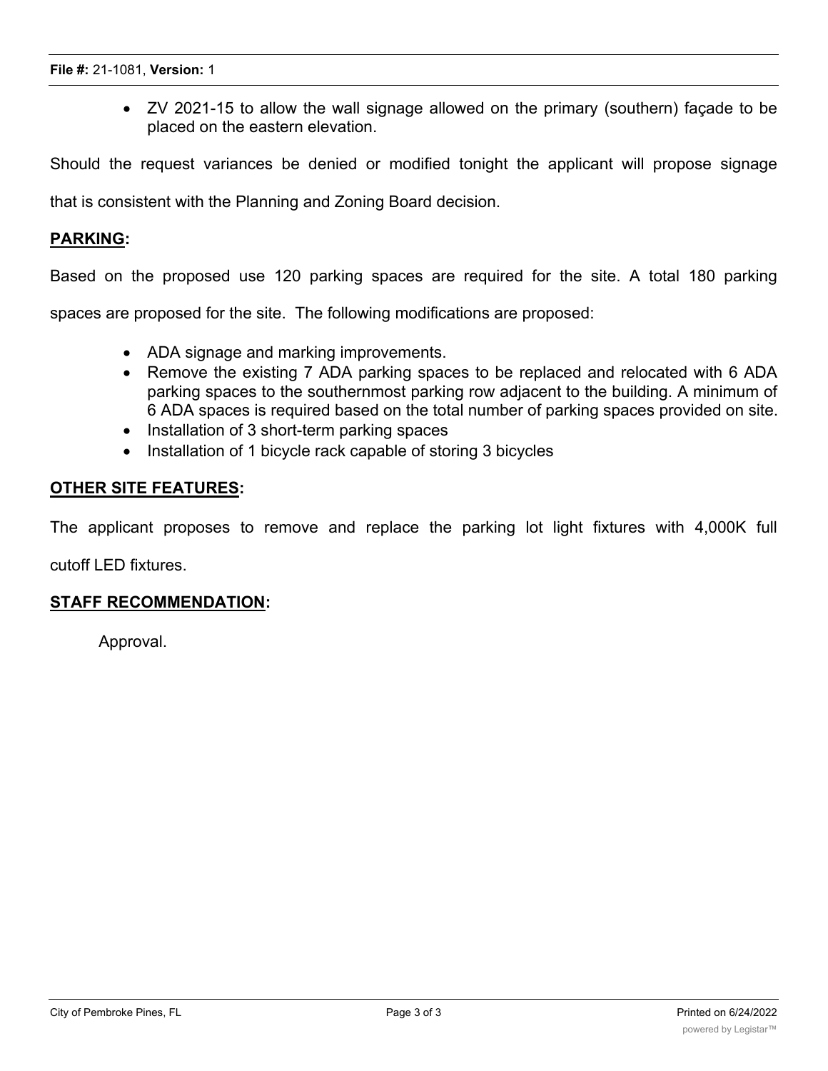- ZV 2021-15 to allow the wall signage allowed on the primary (southern) façade to be placed on the eastern elevation.

Should the request variances be denied or modified tonight the applicant will propose signage that is consistent with the Planning and Zoning Board decision.

**PARKING:**

Based on the proposed use 120 parking spaces are required for the site. A total 180 parking spaces are proposed for the site. The following modifications are proposed:

- ADA signage and marking improvements.
- Remove the existing 7 ADA parking spaces to be replaced and relocated with 6 ADA parking spaces to the southernmost parking row adjacent to the building. A minimum of 6 ADA spaces is required based on the total number of parking spaces provided on site.
- Installation of 3 short-term parking spaces
- Installation of 1 bicycle rack capable of storing 3 bicycles

**OTHER SITE FEATURES:**

The applicant proposes to remove and replace the parking lot light fixtures with 4,000K full cutoff LED fixtures.

**STAFF RECOMMENDATION:**

Approval.